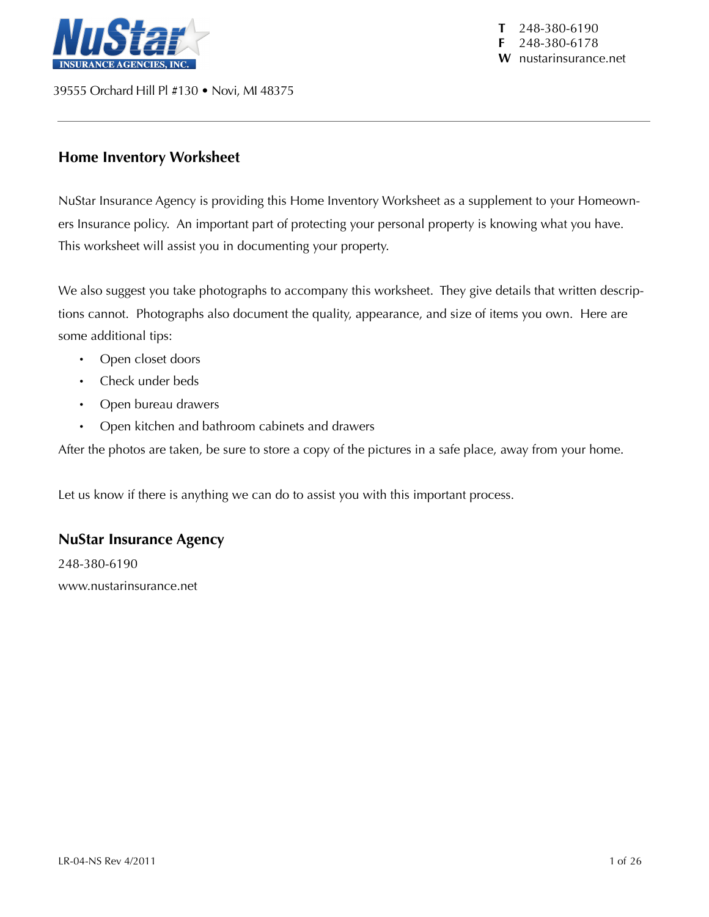**NuStar INSURANCE AGENCIES, INC.**

39555 Orchard Hill Pl #130 • Novi, MI 48375

**T** 248-380-6190
**F** 248-380-6178
**W** nustarinsurance.net

---

## Home Inventory Worksheet

NuStar Insurance Agency is providing this Home Inventory Worksheet as a supplement to your Homeowners Insurance policy. An important part of protecting your personal property is knowing what you have. This worksheet will assist you in documenting your property.

We also suggest you take photographs to accompany this worksheet. They give details that written descriptions cannot. Photographs also document the quality, appearance, and size of items you own. Here are some additional tips:

- Open closet doors
- Check under beds
- Open bureau drawers
- Open kitchen and bathroom cabinets and drawers

After the photos are taken, be sure to store a copy of the pictures in a safe place, away from your home.

Let us know if there is anything we can do to assist you with this important process.

### NuStar Insurance Agency

248-380-6190

www.nustarinsurance.net

LR-04-NS Rev 4/2011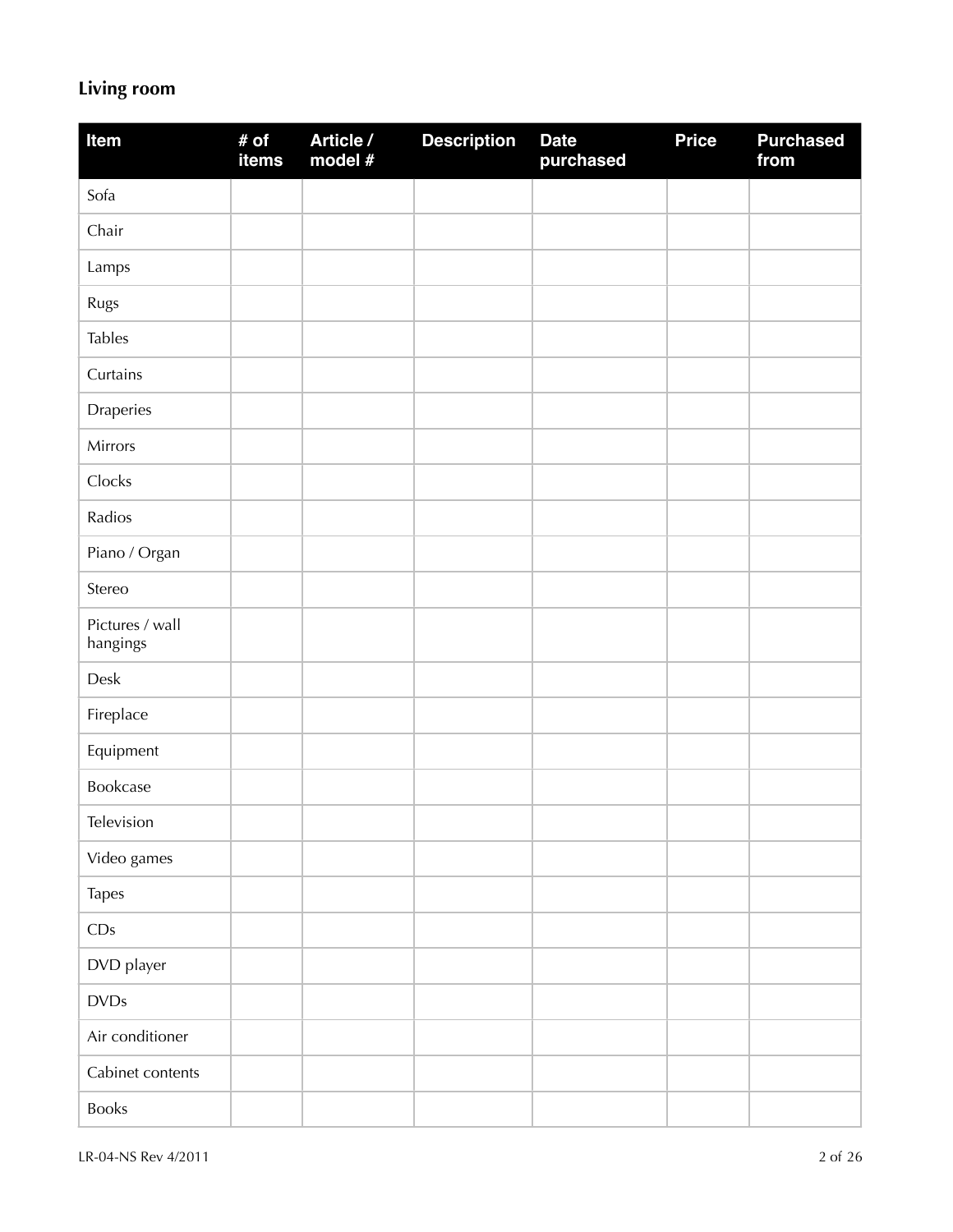## Living room

| Item | # of items | Article / model # | Description | Date purchased | Price | Purchased from |
|---|---|---|---|---|---|---|
| Sofa | | | | | | |
| Chair | | | | | | |
| Lamps | | | | | | |
| Rugs | | | | | | |
| Tables | | | | | | |
| Curtains | | | | | | |
| Draperies | | | | | | |
| Mirrors | | | | | | |
| Clocks | | | | | | |
| Radios | | | | | | |
| Piano / Organ | | | | | | |
| Stereo | | | | | | |
| Pictures / wall hangings | | | | | | |
| Desk | | | | | | |
| Fireplace | | | | | | |
| Equipment | | | | | | |
| Bookcase | | | | | | |
| Television | | | | | | |
| Video games | | | | | | |
| Tapes | | | | | | |
| CDs | | | | | | |
| DVD player | | | | | | |
| DVDs | | | | | | |
| Air conditioner | | | | | | |
| Cabinet contents | | | | | | |
| Books | | | | | | |

LR-04-NS Rev 4/2011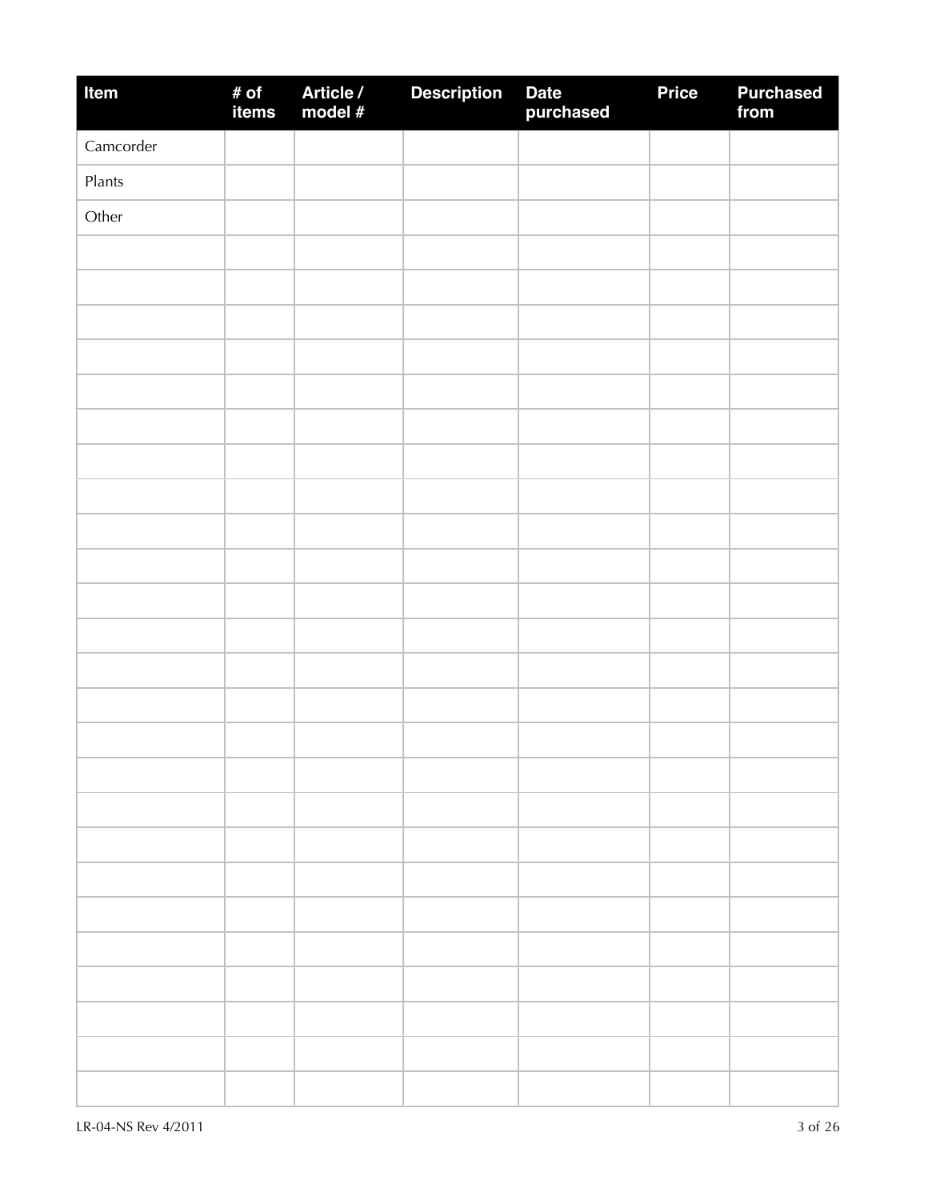| Item | # of items | Article / model # | Description | Date purchased | Price | Purchased from |
| --- | --- | --- | --- | --- | --- | --- |
| Camcorder | | | | | | |
| Plants | | | | | | |
| Other | | | | | | |
| | | | | | | |
| | | | | | | |
| | | | | | | |
| | | | | | | |
| | | | | | | |
| | | | | | | |
| | | | | | | |
| | | | | | | |
| | | | | | | |
| | | | | | | |
| | | | | | | |
| | | | | | | |
| | | | | | | |
| | | | | | | |
| | | | | | | |
| | | | | | | |
| | | | | | | |
| | | | | | | |
| | | | | | | |
| | | | | | | |
| | | | | | | |
| | | | | | | |
| | | | | | | |
| | | | | | | |
| | | | | | | |

LR-04-NS Rev 4/2011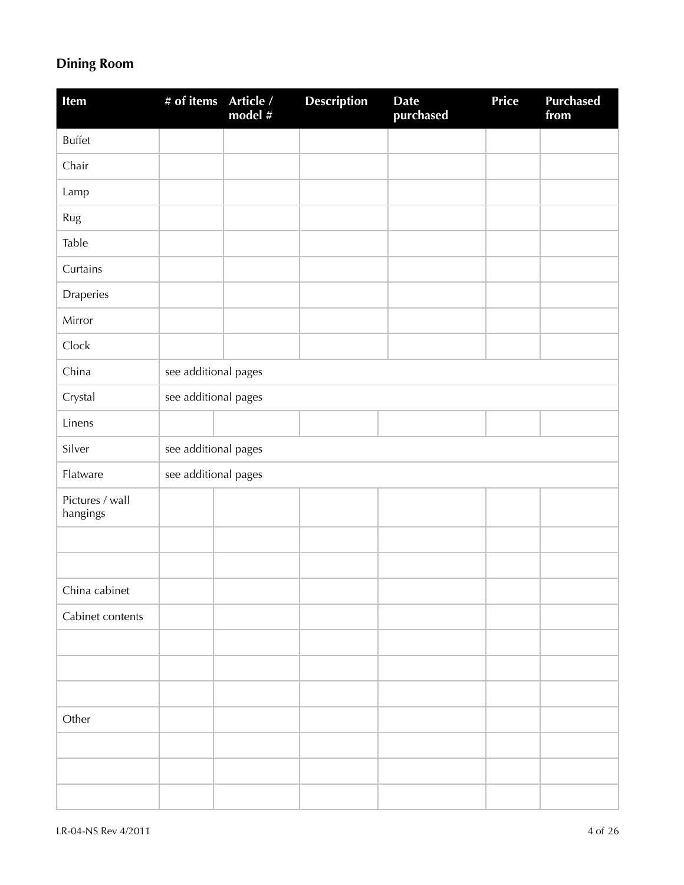## Dining Room

| Item | # of items | Article / model # | Description | Date purchased | Price | Purchased from |
|---|---|---|---|---|---|---|
| Buffet | | | | | | |
| Chair | | | | | | |
| Lamp | | | | | | |
| Rug | | | | | | |
| Table | | | | | | |
| Curtains | | | | | | |
| Draperies | | | | | | |
| Mirror | | | | | | |
| Clock | | | | | | |
| China | see additional pages | | | | | |
| Crystal | see additional pages | | | | | |
| Linens | | | | | | |
| Silver | see additional pages | | | | | |
| Flatware | see additional pages | | | | | |
| Pictures / wall hangings | | | | | | |
| | | | | | | |
| | | | | | | |
| China cabinet | | | | | | |
| Cabinet contents | | | | | | |
| | | | | | | |
| | | | | | | |
| | | | | | | |
| Other | | | | | | |
| | | | | | | |
| | | | | | | |
| | | | | | | |

LR-04-NS Rev 4/2011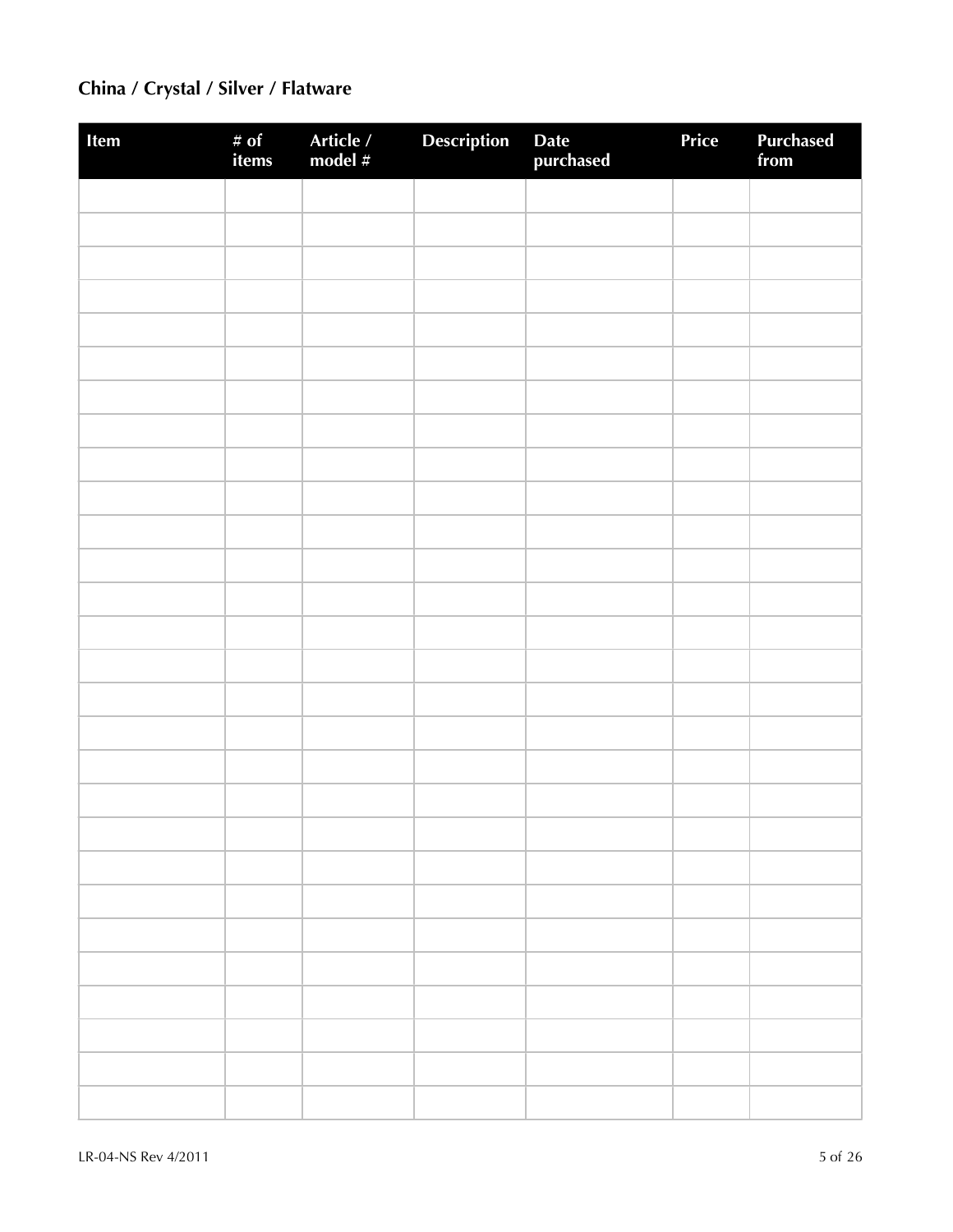## China / Crystal / Silver / Flatware

| Item | # of items | Article / model # | Description | Date purchased | Price | Purchased from |
|---|---|---|---|---|---|---|
| | | | | | | |
| | | | | | | |
| | | | | | | |
| | | | | | | |
| | | | | | | |
| | | | | | | |
| | | | | | | |
| | | | | | | |
| | | | | | | |
| | | | | | | |
| | | | | | | |
| | | | | | | |
| | | | | | | |
| | | | | | | |
| | | | | | | |
| | | | | | | |
| | | | | | | |
| | | | | | | |
| | | | | | | |
| | | | | | | |
| | | | | | | |
| | | | | | | |
| | | | | | | |
| | | | | | | |
| | | | | | | |
| | | | | | | |
| | | | | | | |

LR-04-NS Rev 4/2011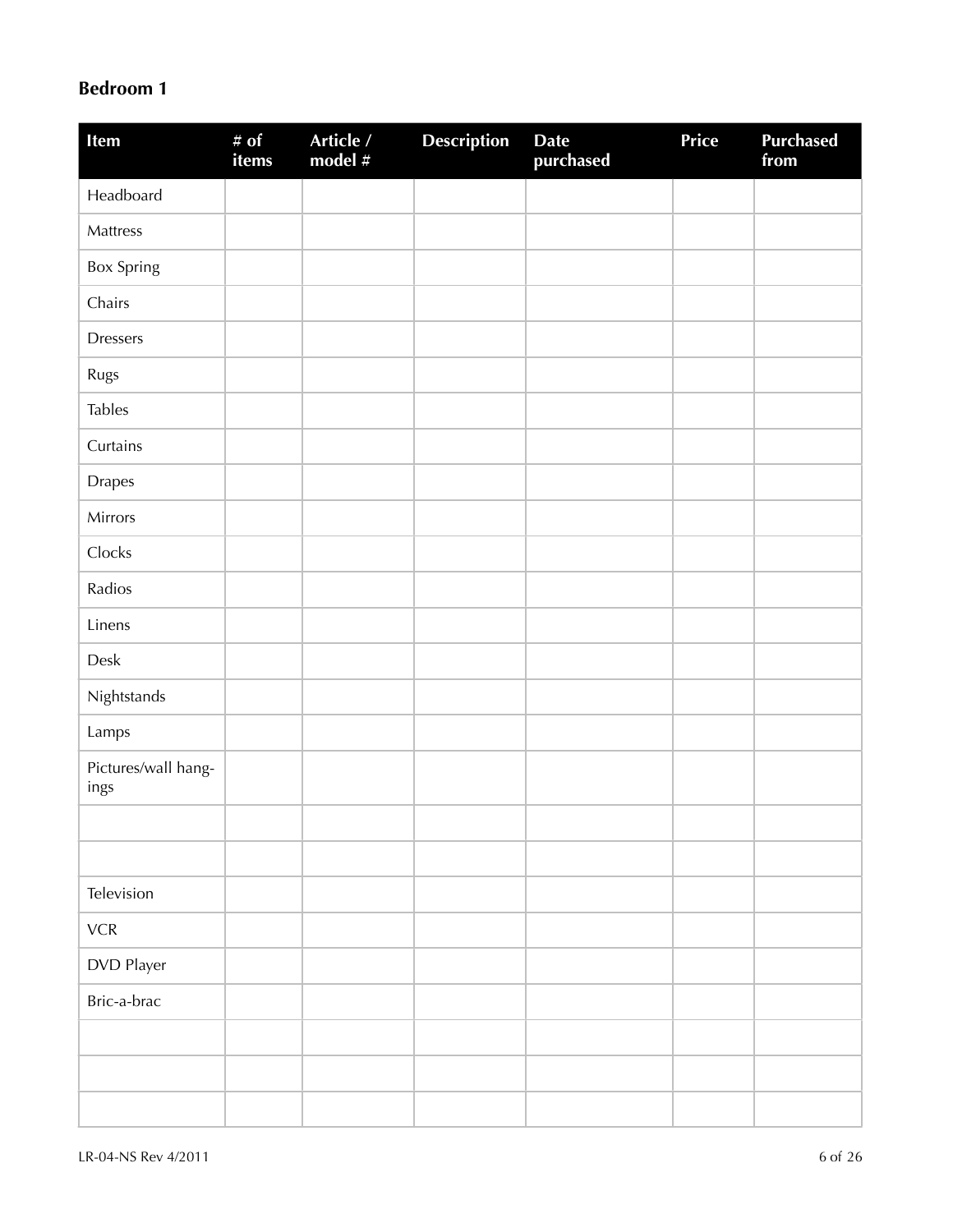## Bedroom 1

| Item | # of items | Article / model # | Description | Date purchased | Price | Purchased from |
|---|---|---|---|---|---|---|
| Headboard | | | | | | |
| Mattress | | | | | | |
| Box Spring | | | | | | |
| Chairs | | | | | | |
| Dressers | | | | | | |
| Rugs | | | | | | |
| Tables | | | | | | |
| Curtains | | | | | | |
| Drapes | | | | | | |
| Mirrors | | | | | | |
| Clocks | | | | | | |
| Radios | | | | | | |
| Linens | | | | | | |
| Desk | | | | | | |
| Nightstands | | | | | | |
| Lamps | | | | | | |
| Pictures/wall hangings | | | | | | |
| | | | | | | |
| | | | | | | |
| Television | | | | | | |
| VCR | | | | | | |
| DVD Player | | | | | | |
| Bric-a-brac | | | | | | |
| | | | | | | |
| | | | | | | |
| | | | | | | |

LR-04-NS Rev 4/2011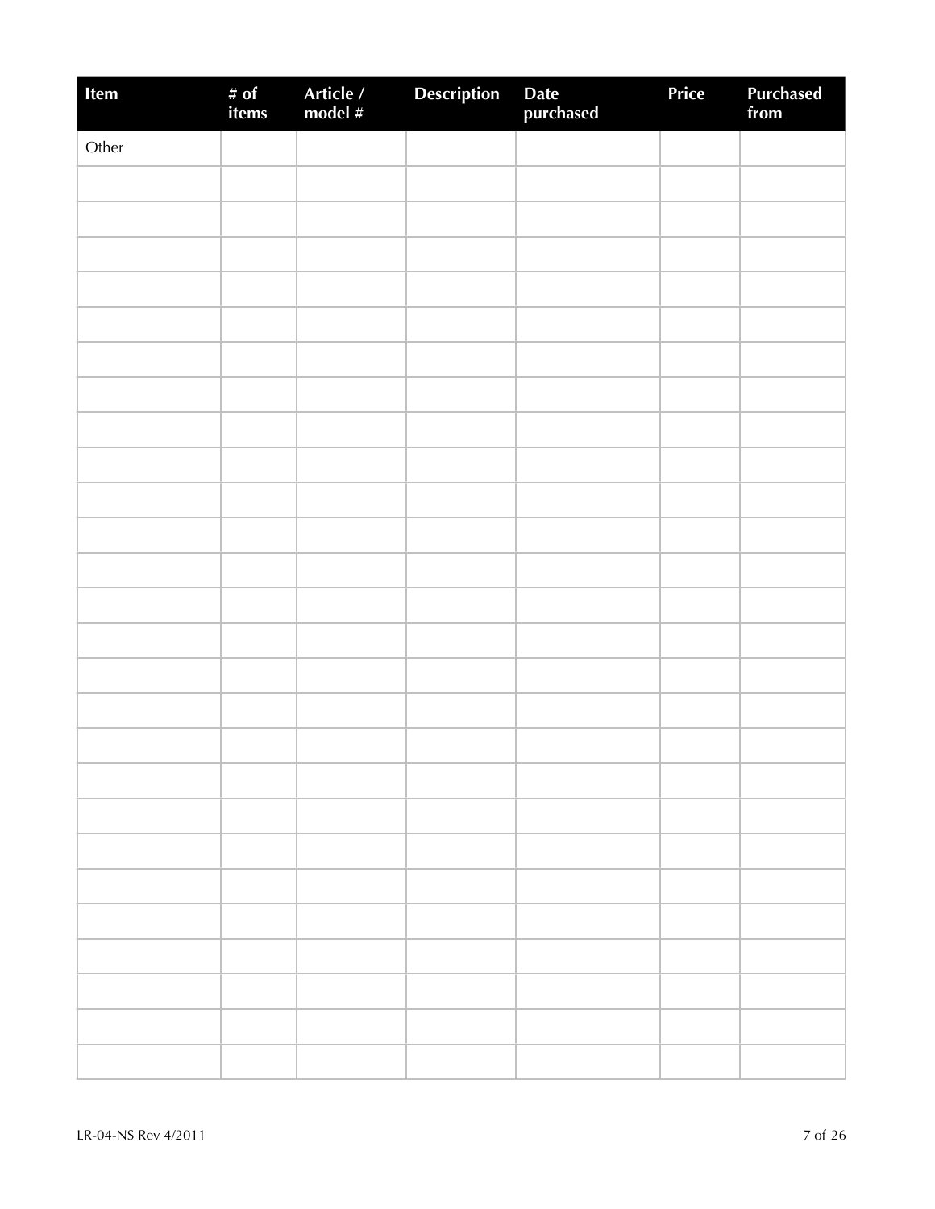| Item | # of items | Article / model # | Description | Date purchased | Price | Purchased from |
|---|---|---|---|---|---|---|
| Other | | | | | | |
| | | | | | | |
| | | | | | | |
| | | | | | | |
| | | | | | | |
| | | | | | | |
| | | | | | | |
| | | | | | | |
| | | | | | | |
| | | | | | | |
| | | | | | | |
| | | | | | | |
| | | | | | | |
| | | | | | | |
| | | | | | | |
| | | | | | | |
| | | | | | | |
| | | | | | | |
| | | | | | | |
| | | | | | | |
| | | | | | | |
| | | | | | | |
| | | | | | | |
| | | | | | | |
| | | | | | | |
| | | | | | | |
| | | | | | | |

LR-04-NS Rev 4/2011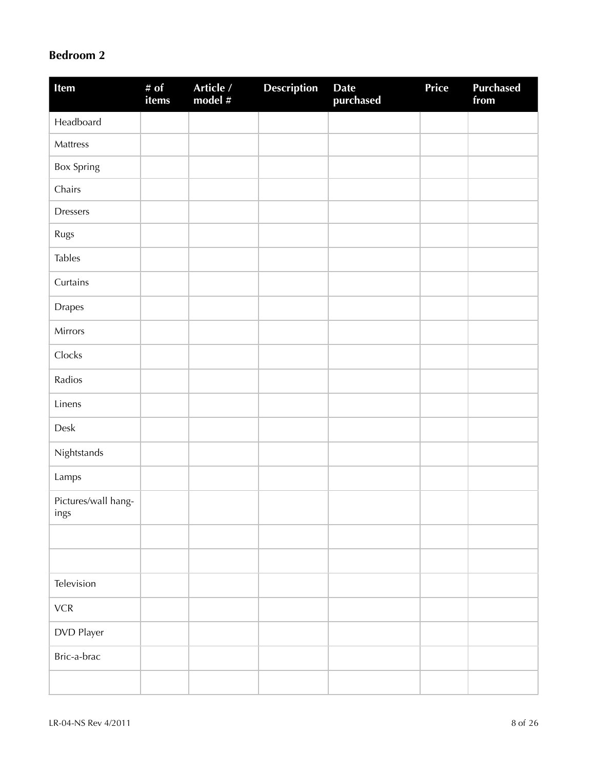## Bedroom 2

| Item | # of items | Article / model # | Description | Date purchased | Price | Purchased from |
|---|---|---|---|---|---|---|
| Headboard | | | | | | |
| Mattress | | | | | | |
| Box Spring | | | | | | |
| Chairs | | | | | | |
| Dressers | | | | | | |
| Rugs | | | | | | |
| Tables | | | | | | |
| Curtains | | | | | | |
| Drapes | | | | | | |
| Mirrors | | | | | | |
| Clocks | | | | | | |
| Radios | | | | | | |
| Linens | | | | | | |
| Desk | | | | | | |
| Nightstands | | | | | | |
| Lamps | | | | | | |
| Pictures/wall hangings | | | | | | |
| | | | | | | |
| | | | | | | |
| Television | | | | | | |
| VCR | | | | | | |
| DVD Player | | | | | | |
| Bric-a-brac | | | | | | |
| | | | | | | |

LR-04-NS Rev 4/2011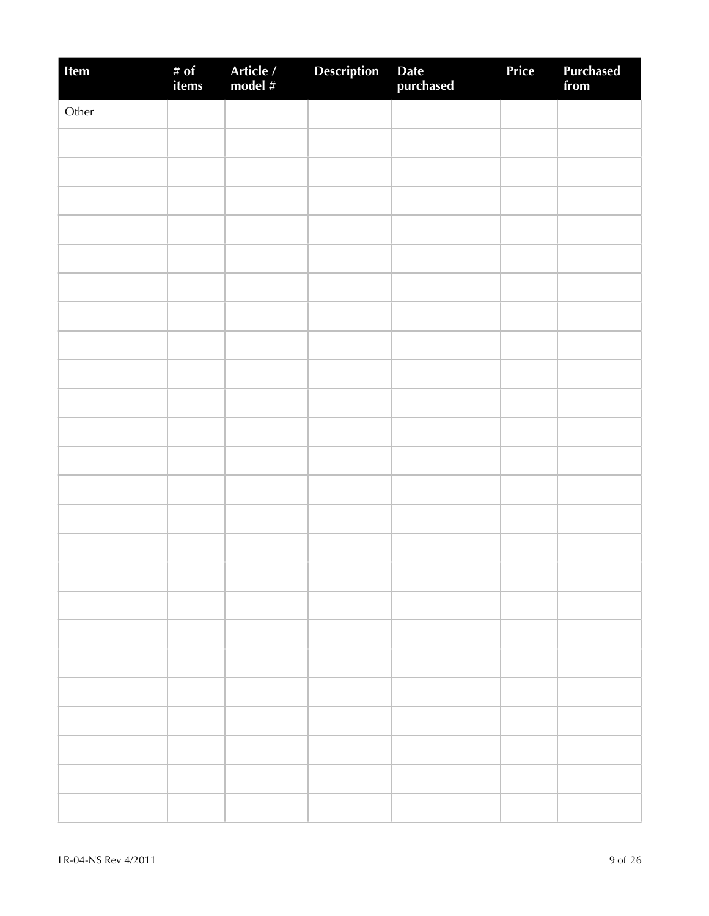| Item | # of items | Article / model # | Description | Date purchased | Price | Purchased from |
|---|---|---|---|---|---|---|
| Other | | | | | | |
| | | | | | | |
| | | | | | | |
| | | | | | | |
| | | | | | | |
| | | | | | | |
| | | | | | | |
| | | | | | | |
| | | | | | | |
| | | | | | | |
| | | | | | | |
| | | | | | | |
| | | | | | | |
| | | | | | | |
| | | | | | | |
| | | | | | | |
| | | | | | | |
| | | | | | | |
| | | | | | | |
| | | | | | | |
| | | | | | | |
| | | | | | | |
| | | | | | | |
| | | | | | | |
| | | | | | | |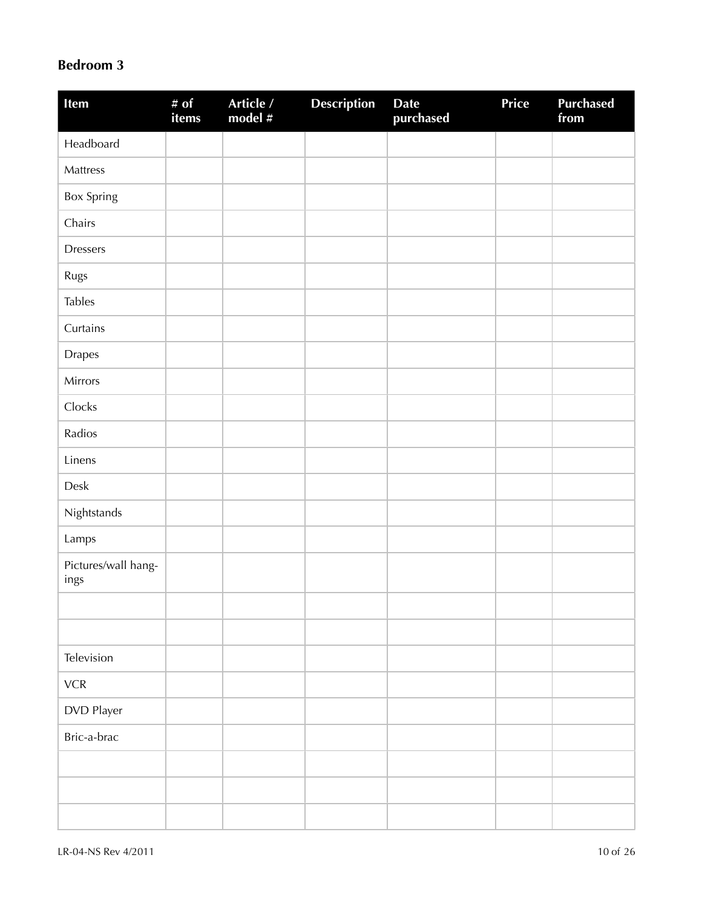## Bedroom 3

| Item | # of items | Article / model # | Description | Date purchased | Price | Purchased from |
|---|---|---|---|---|---|---|
| Headboard | | | | | | |
| Mattress | | | | | | |
| Box Spring | | | | | | |
| Chairs | | | | | | |
| Dressers | | | | | | |
| Rugs | | | | | | |
| Tables | | | | | | |
| Curtains | | | | | | |
| Drapes | | | | | | |
| Mirrors | | | | | | |
| Clocks | | | | | | |
| Radios | | | | | | |
| Linens | | | | | | |
| Desk | | | | | | |
| Nightstands | | | | | | |
| Lamps | | | | | | |
| Pictures/wall hangings | | | | | | |
| | | | | | | |
| | | | | | | |
| Television | | | | | | |
| VCR | | | | | | |
| DVD Player | | | | | | |
| Bric-a-brac | | | | | | |
| | | | | | | |
| | | | | | | |
| | | | | | | |

LR-04-NS Rev 4/2011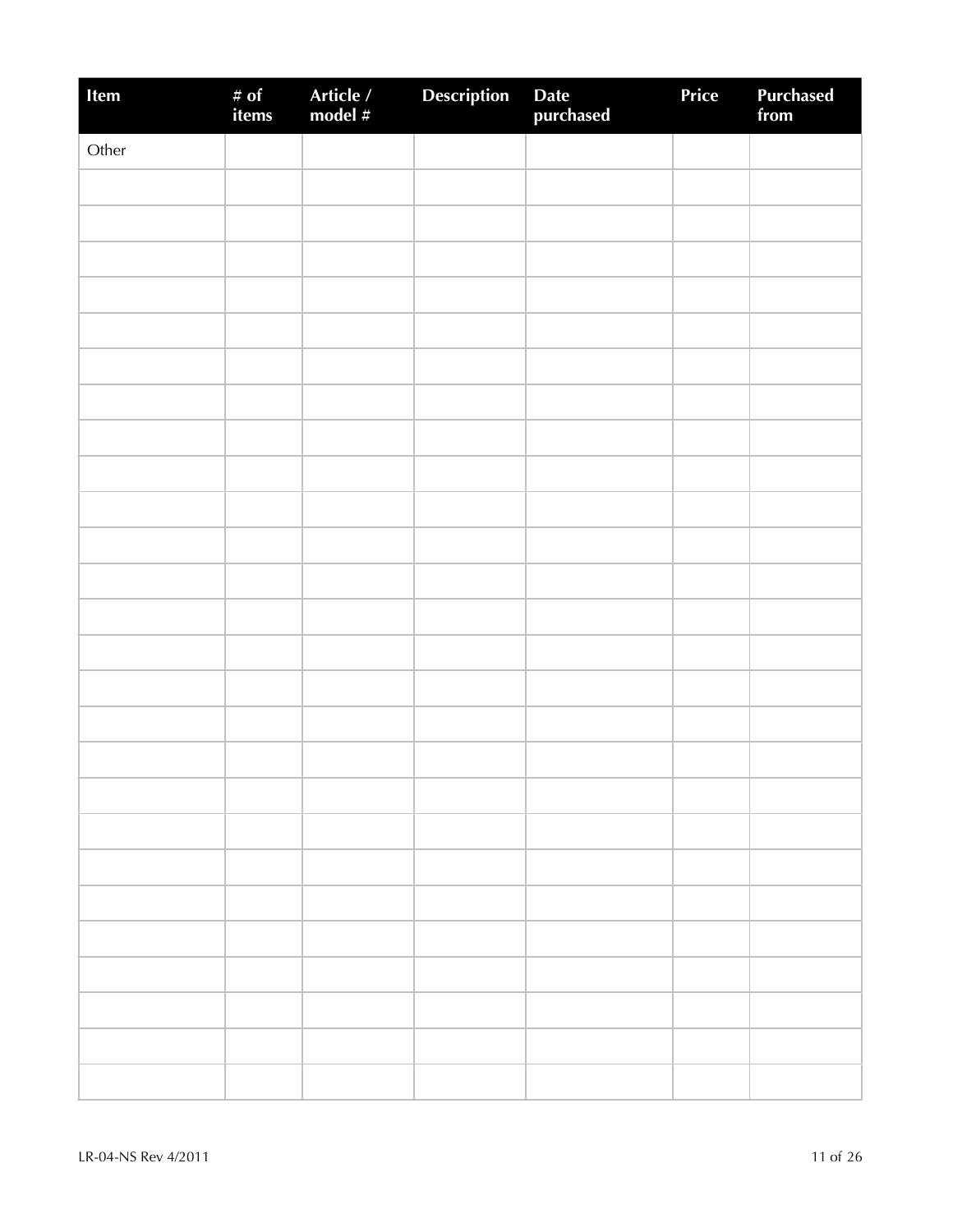| Item | # of items | Article / model # | Description | Date purchased | Price | Purchased from |
|---|---|---|---|---|---|---|
| Other | | | | | | |
| | | | | | | |
| | | | | | | |
| | | | | | | |
| | | | | | | |
| | | | | | | |
| | | | | | | |
| | | | | | | |
| | | | | | | |
| | | | | | | |
| | | | | | | |
| | | | | | | |
| | | | | | | |
| | | | | | | |
| | | | | | | |
| | | | | | | |
| | | | | | | |
| | | | | | | |
| | | | | | | |
| | | | | | | |
| | | | | | | |
| | | | | | | |
| | | | | | | |
| | | | | | | |
| | | | | | | |
| | | | | | | |
| | | | | | | |

LR-04-NS Rev 4/2011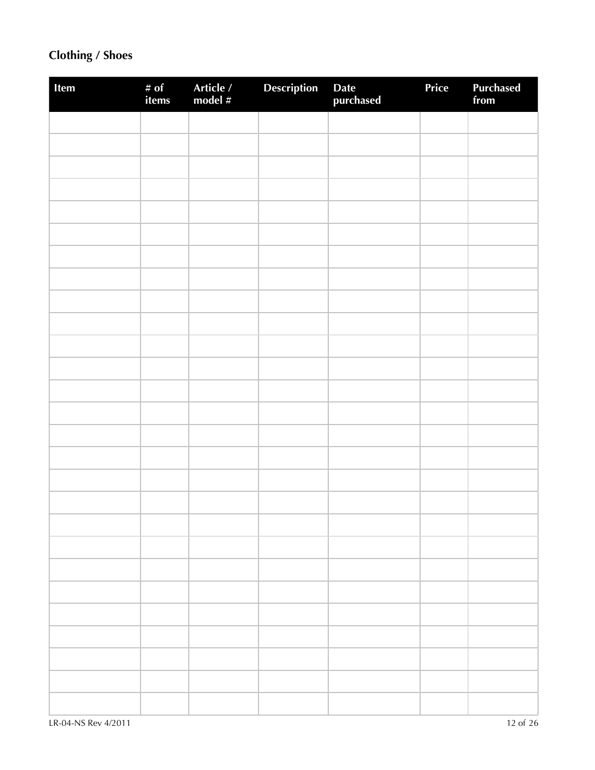## Clothing / Shoes

| Item | # of items | Article / model # | Description | Date purchased | Price | Purchased from |
|---|---|---|---|---|---|---|
| | | | | | | |
| | | | | | | |
| | | | | | | |
| | | | | | | |
| | | | | | | |
| | | | | | | |
| | | | | | | |
| | | | | | | |
| | | | | | | |
| | | | | | | |
| | | | | | | |
| | | | | | | |
| | | | | | | |
| | | | | | | |
| | | | | | | |
| | | | | | | |
| | | | | | | |
| | | | | | | |
| | | | | | | |
| | | | | | | |
| | | | | | | |
| | | | | | | |
| | | | | | | |
| | | | | | | |
| | | | | | | |
| | | | | | | |
| | | | | | | |
| | | | | | | |

LR-04-NS Rev 4/2011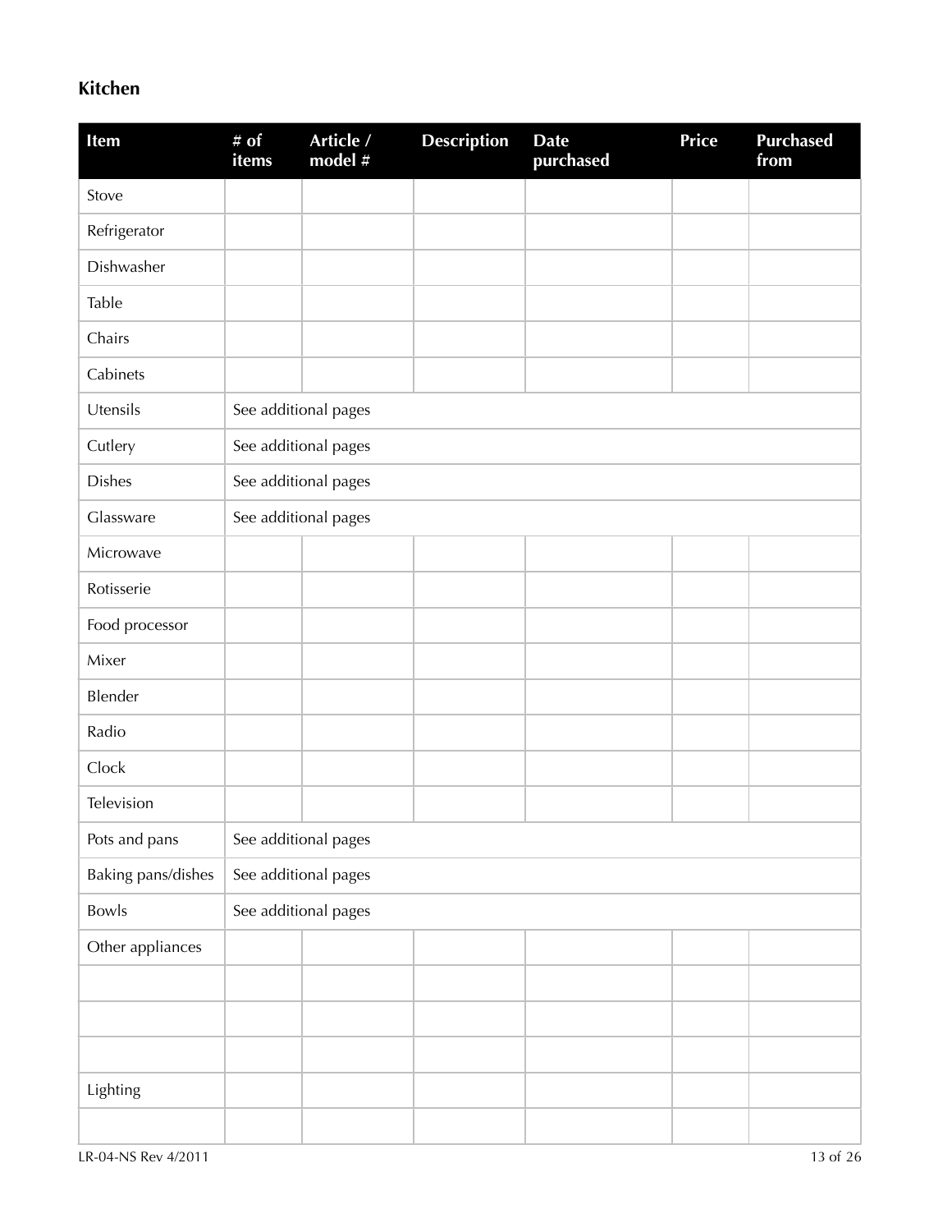## Kitchen

| Item | # of items | Article / model # | Description | Date purchased | Price | Purchased from |
|---|---|---|---|---|---|---|
| Stove | | | | | | |
| Refrigerator | | | | | | |
| Dishwasher | | | | | | |
| Table | | | | | | |
| Chairs | | | | | | |
| Cabinets | | | | | | |
| Utensils | See additional pages | | | | | |
| Cutlery | See additional pages | | | | | |
| Dishes | See additional pages | | | | | |
| Glassware | See additional pages | | | | | |
| Microwave | | | | | | |
| Rotisserie | | | | | | |
| Food processor | | | | | | |
| Mixer | | | | | | |
| Blender | | | | | | |
| Radio | | | | | | |
| Clock | | | | | | |
| Television | | | | | | |
| Pots and pans | See additional pages | | | | | |
| Baking pans/dishes | See additional pages | | | | | |
| Bowls | See additional pages | | | | | |
| Other appliances | | | | | | |
| | | | | | | |
| | | | | | | |
| | | | | | | |
| Lighting | | | | | | |
| | | | | | | |

LR-04-NS Rev 4/2011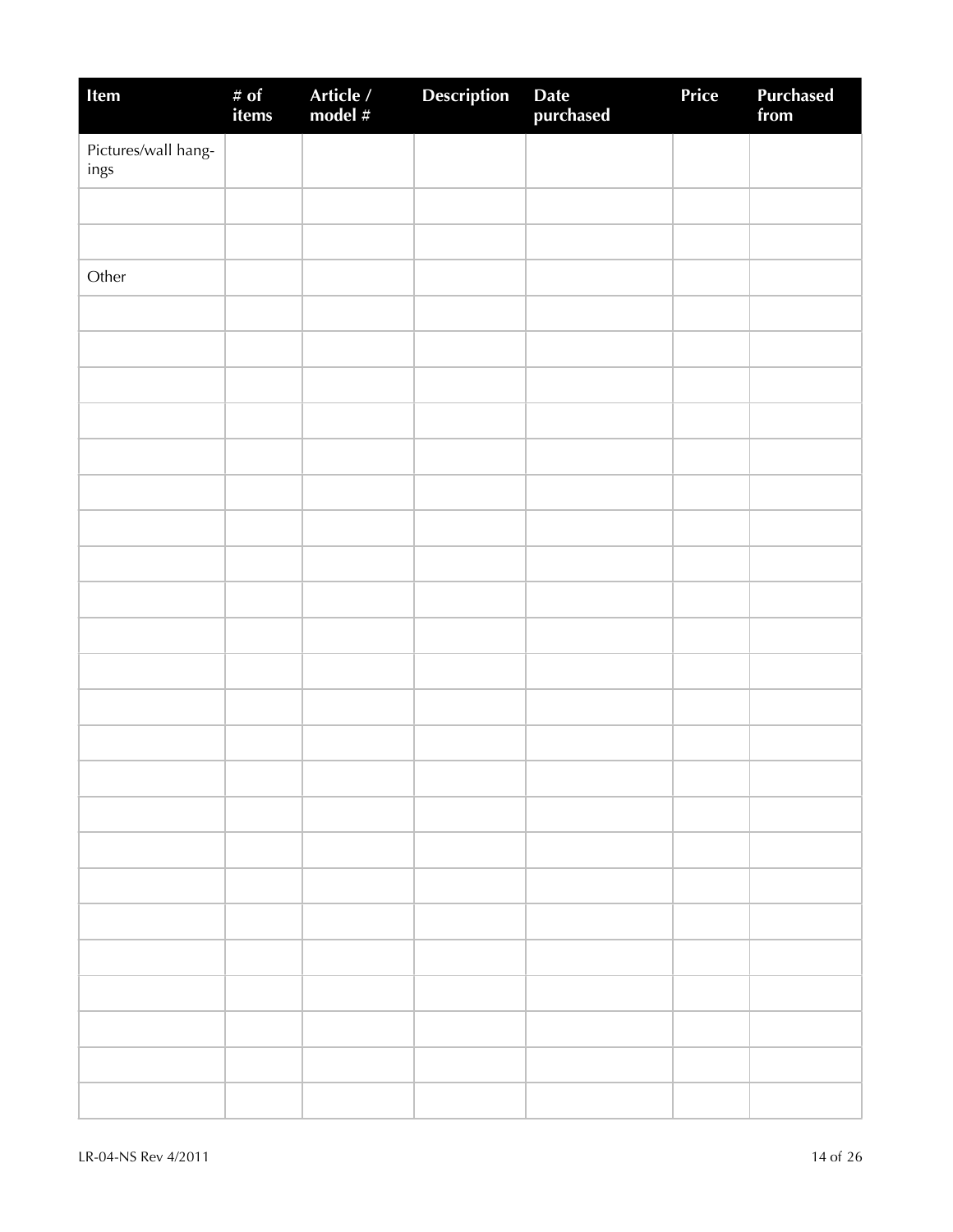| Item | # of items | Article / model # | Description | Date purchased | Price | Purchased from |
|---|---|---|---|---|---|---|
| Pictures/wall hangings | | | | | | |
| | | | | | | |
| | | | | | | |
| Other | | | | | | |
| | | | | | | |
| | | | | | | |
| | | | | | | |
| | | | | | | |
| | | | | | | |
| | | | | | | |
| | | | | | | |
| | | | | | | |
| | | | | | | |
| | | | | | | |
| | | | | | | |
| | | | | | | |
| | | | | | | |
| | | | | | | |
| | | | | | | |
| | | | | | | |
| | | | | | | |
| | | | | | | |
| | | | | | | |
| | | | | | | |
| | | | | | | |
| | | | | | | |
| | | | | | | |

LR-04-NS Rev 4/2011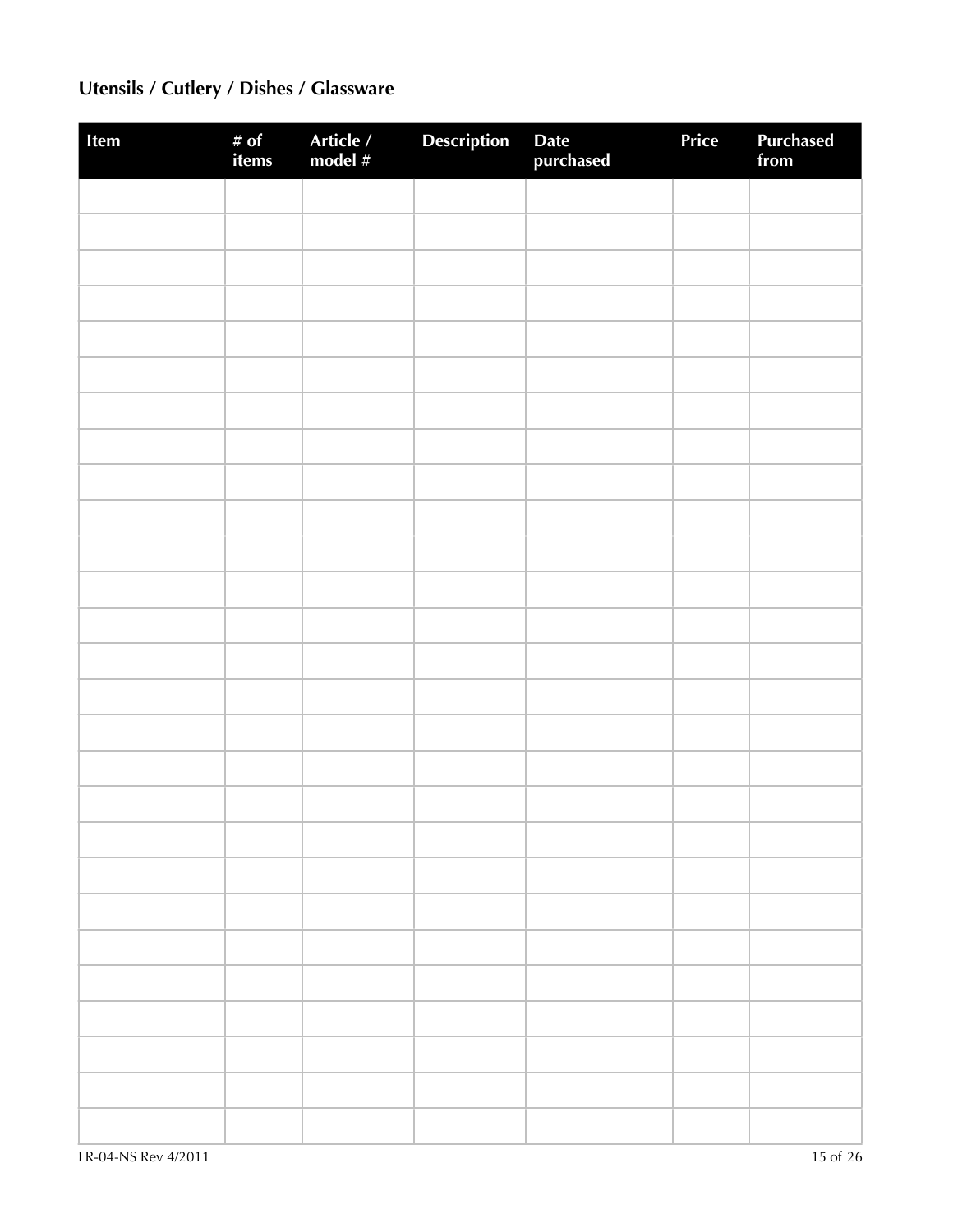## Utensils / Cutlery / Dishes / Glassware

| Item | # of items | Article / model # | Description | Date purchased | Price | Purchased from |
|---|---|---|---|---|---|---|
| | | | | | | |
| | | | | | | |
| | | | | | | |
| | | | | | | |
| | | | | | | |
| | | | | | | |
| | | | | | | |
| | | | | | | |
| | | | | | | |
| | | | | | | |
| | | | | | | |
| | | | | | | |
| | | | | | | |
| | | | | | | |
| | | | | | | |
| | | | | | | |
| | | | | | | |
| | | | | | | |
| | | | | | | |
| | | | | | | |
| | | | | | | |
| | | | | | | |
| | | | | | | |
| | | | | | | |
| | | | | | | |
| | | | | | | |
| | | | | | | |
| | | | | | | |

LR-04-NS Rev 4/2011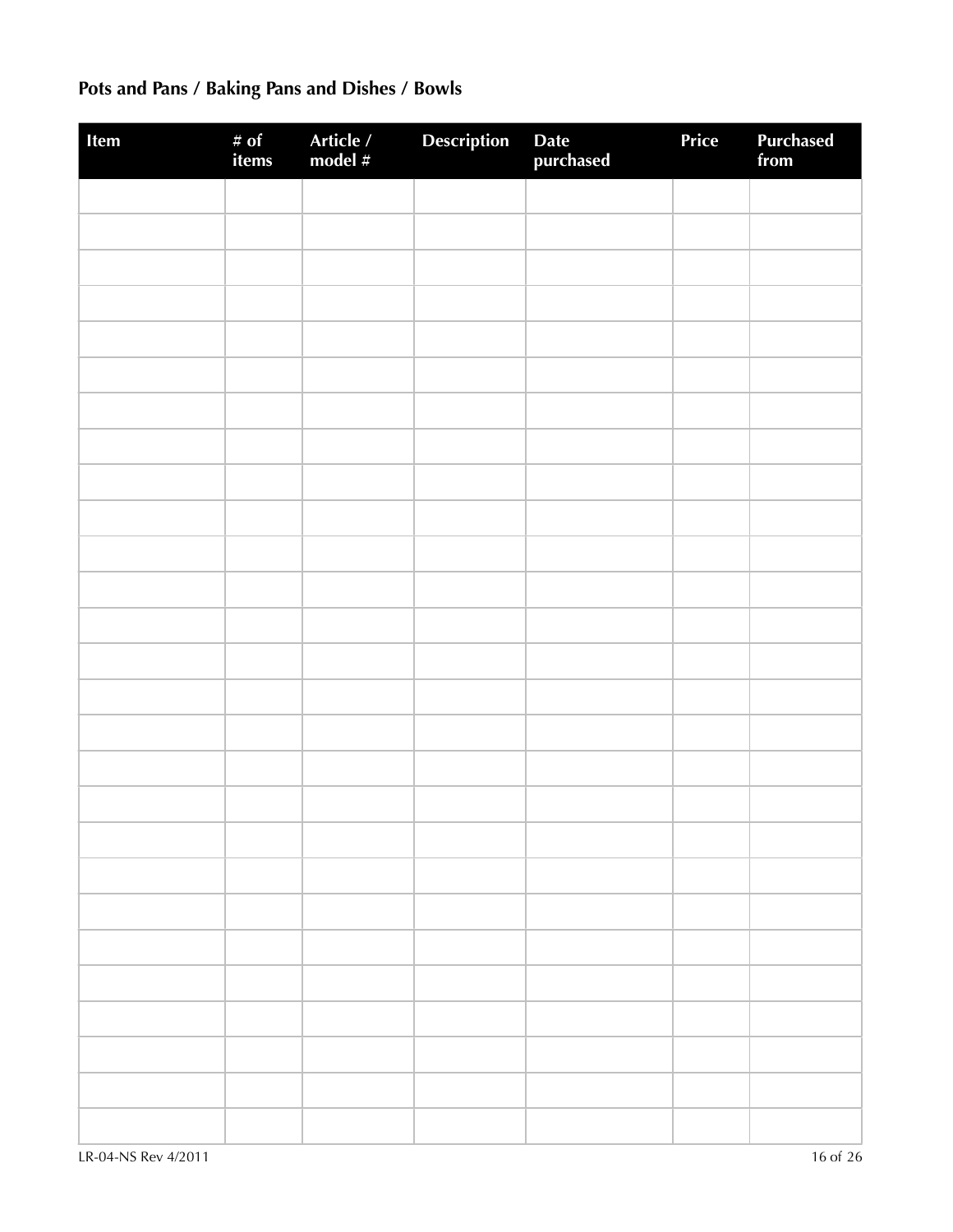## Pots and Pans / Baking Pans and Dishes / Bowls

| Item | # of items | Article / model # | Description | Date purchased | Price | Purchased from |
|---|---|---|---|---|---|---|
| | | | | | | |
| | | | | | | |
| | | | | | | |
| | | | | | | |
| | | | | | | |
| | | | | | | |
| | | | | | | |
| | | | | | | |
| | | | | | | |
| | | | | | | |
| | | | | | | |
| | | | | | | |
| | | | | | | |
| | | | | | | |
| | | | | | | |
| | | | | | | |
| | | | | | | |
| | | | | | | |
| | | | | | | |
| | | | | | | |
| | | | | | | |
| | | | | | | |
| | | | | | | |
| | | | | | | |
| | | | | | | |
| | | | | | | |
| | | | | | | |
| | | | | | | |

LR-04-NS Rev 4/2011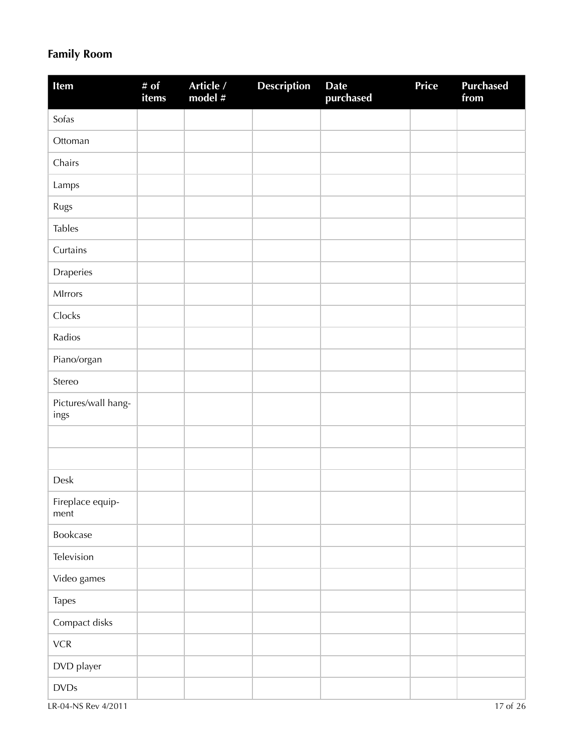## Family Room

| Item | # of items | Article / model # | Description | Date purchased | Price | Purchased from |
|---|---|---|---|---|---|---|
| Sofas | | | | | | |
| Ottoman | | | | | | |
| Chairs | | | | | | |
| Lamps | | | | | | |
| Rugs | | | | | | |
| Tables | | | | | | |
| Curtains | | | | | | |
| Draperies | | | | | | |
| MIrrors | | | | | | |
| Clocks | | | | | | |
| Radios | | | | | | |
| Piano/organ | | | | | | |
| Stereo | | | | | | |
| Pictures/wall hangings | | | | | | |
| | | | | | | |
| | | | | | | |
| Desk | | | | | | |
| Fireplace equipment | | | | | | |
| Bookcase | | | | | | |
| Television | | | | | | |
| Video games | | | | | | |
| Tapes | | | | | | |
| Compact disks | | | | | | |
| VCR | | | | | | |
| DVD player | | | | | | |
| DVDs | | | | | | |

LR-04-NS Rev 4/2011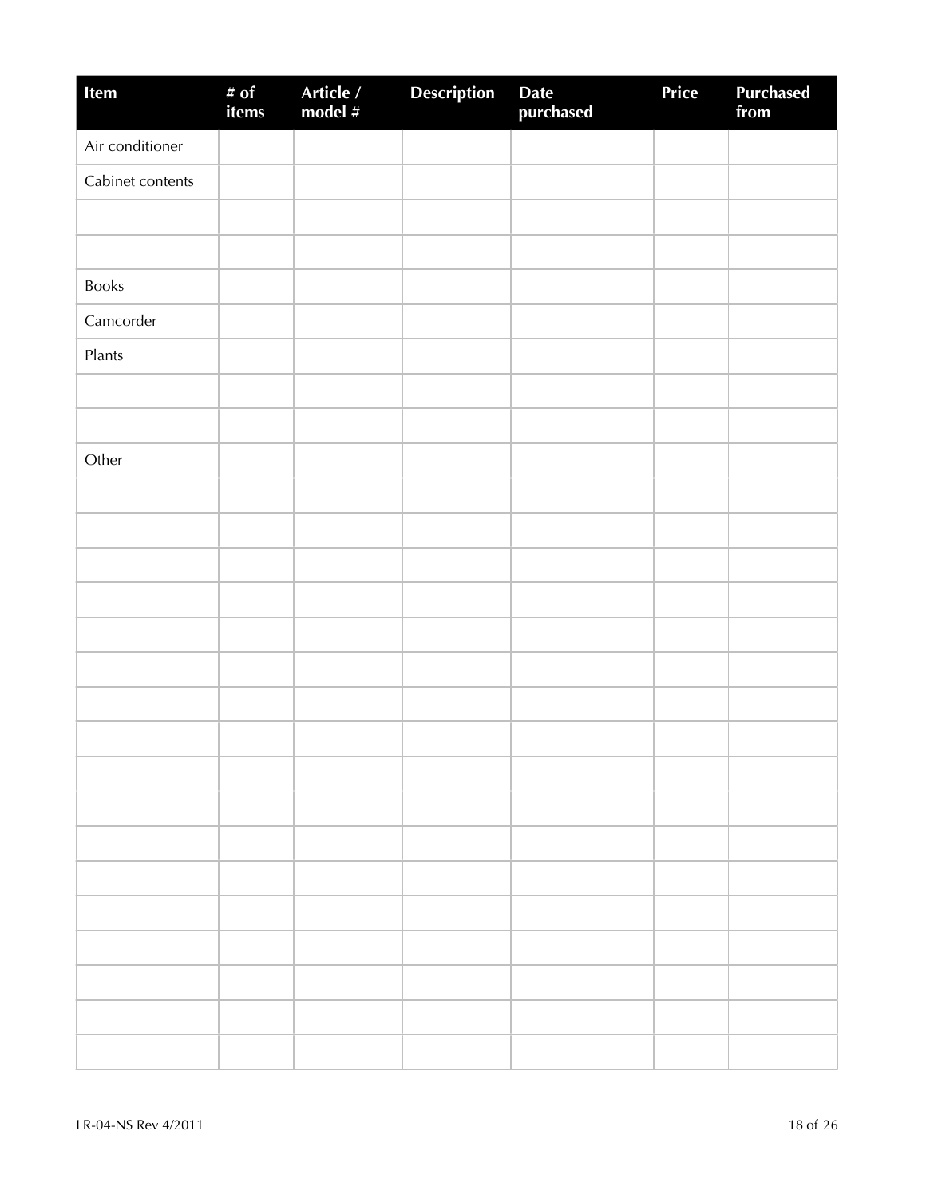| Item | # of items | Article / model # | Description | Date purchased | Price | Purchased from |
|---|---|---|---|---|---|---|
| Air conditioner | | | | | | |
| Cabinet contents | | | | | | |
| | | | | | | |
| | | | | | | |
| Books | | | | | | |
| Camcorder | | | | | | |
| Plants | | | | | | |
| | | | | | | |
| | | | | | | |
| Other | | | | | | |
| | | | | | | |
| | | | | | | |
| | | | | | | |
| | | | | | | |
| | | | | | | |
| | | | | | | |
| | | | | | | |
| | | | | | | |
| | | | | | | |
| | | | | | | |
| | | | | | | |
| | | | | | | |
| | | | | | | |
| | | | | | | |
| | | | | | | |
| | | | | | | |
| | | | | | | |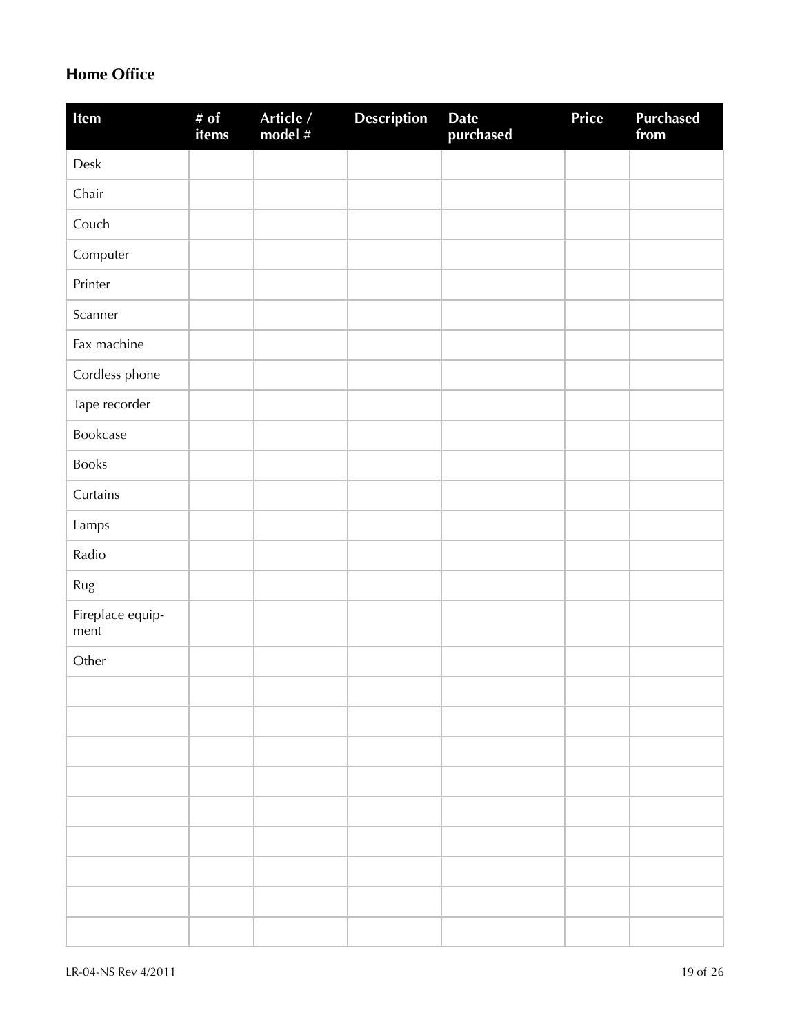## Home Office

| Item | # of items | Article / model # | Description | Date purchased | Price | Purchased from |
|---|---|---|---|---|---|---|
| Desk | | | | | | |
| Chair | | | | | | |
| Couch | | | | | | |
| Computer | | | | | | |
| Printer | | | | | | |
| Scanner | | | | | | |
| Fax machine | | | | | | |
| Cordless phone | | | | | | |
| Tape recorder | | | | | | |
| Bookcase | | | | | | |
| Books | | | | | | |
| Curtains | | | | | | |
| Lamps | | | | | | |
| Radio | | | | | | |
| Rug | | | | | | |
| Fireplace equipment | | | | | | |
| Other | | | | | | |
| | | | | | | |
| | | | | | | |
| | | | | | | |
| | | | | | | |
| | | | | | | |
| | | | | | | |
| | | | | | | |
| | | | | | | |
| | | | | | | |

LR-04-NS Rev 4/2011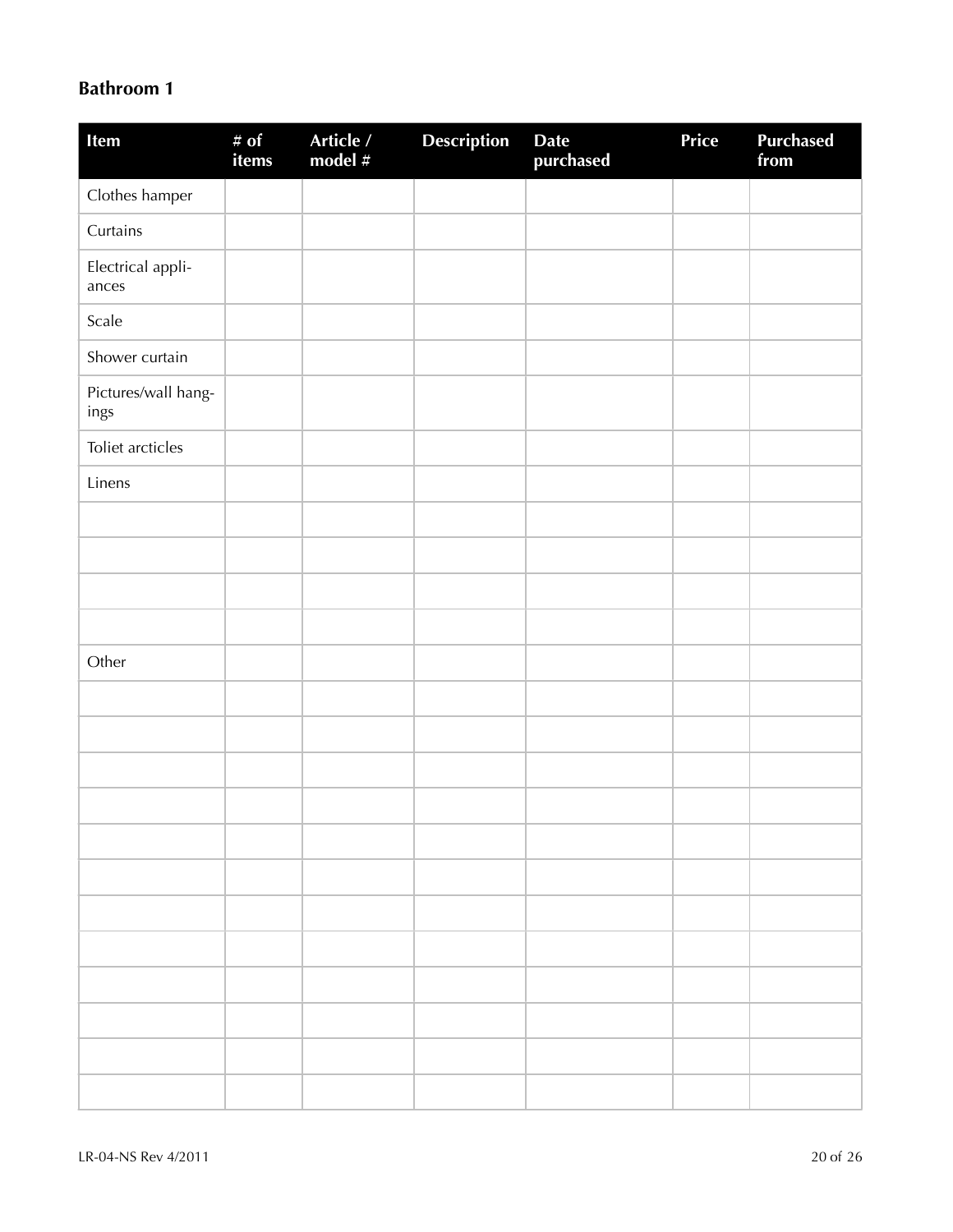## Bathroom 1

| Item | # of items | Article / model # | Description | Date purchased | Price | Purchased from |
|---|---|---|---|---|---|---|
| Clothes hamper | | | | | | |
| Curtains | | | | | | |
| Electrical appliances | | | | | | |
| Scale | | | | | | |
| Shower curtain | | | | | | |
| Pictures/wall hangings | | | | | | |
| Toliet arcticles | | | | | | |
| Linens | | | | | | |
| | | | | | | |
| | | | | | | |
| | | | | | | |
| | | | | | | |
| Other | | | | | | |
| | | | | | | |
| | | | | | | |
| | | | | | | |
| | | | | | | |
| | | | | | | |
| | | | | | | |
| | | | | | | |
| | | | | | | |
| | | | | | | |
| | | | | | | |
| | | | | | | |
| | | | | | | |

LR-04-NS Rev 4/2011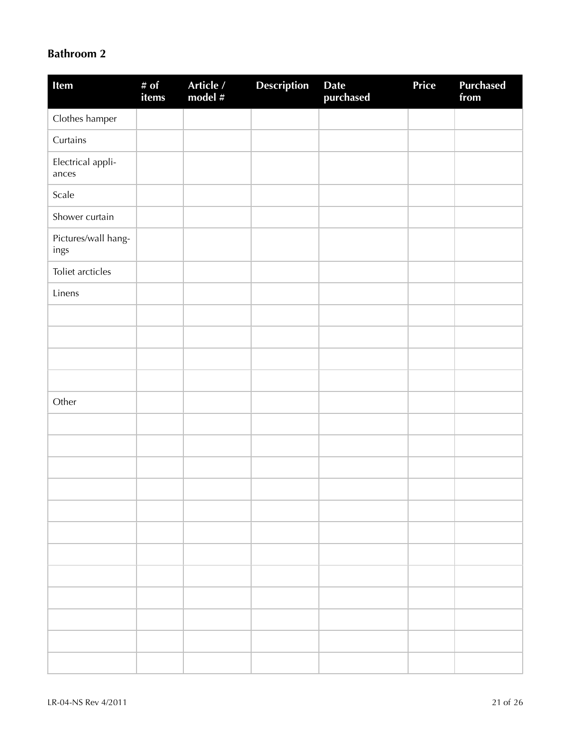## Bathroom 2

| Item | # of items | Article / model # | Description | Date purchased | Price | Purchased from |
|---|---|---|---|---|---|---|
| Clothes hamper | | | | | | |
| Curtains | | | | | | |
| Electrical appliances | | | | | | |
| Scale | | | | | | |
| Shower curtain | | | | | | |
| Pictures/wall hangings | | | | | | |
| Toliet arcticles | | | | | | |
| Linens | | | | | | |
| | | | | | | |
| | | | | | | |
| | | | | | | |
| | | | | | | |
| Other | | | | | | |
| | | | | | | |
| | | | | | | |
| | | | | | | |
| | | | | | | |
| | | | | | | |
| | | | | | | |
| | | | | | | |
| | | | | | | |
| | | | | | | |
| | | | | | | |
| | | | | | | |
| | | | | | | |

LR-04-NS Rev 4/2011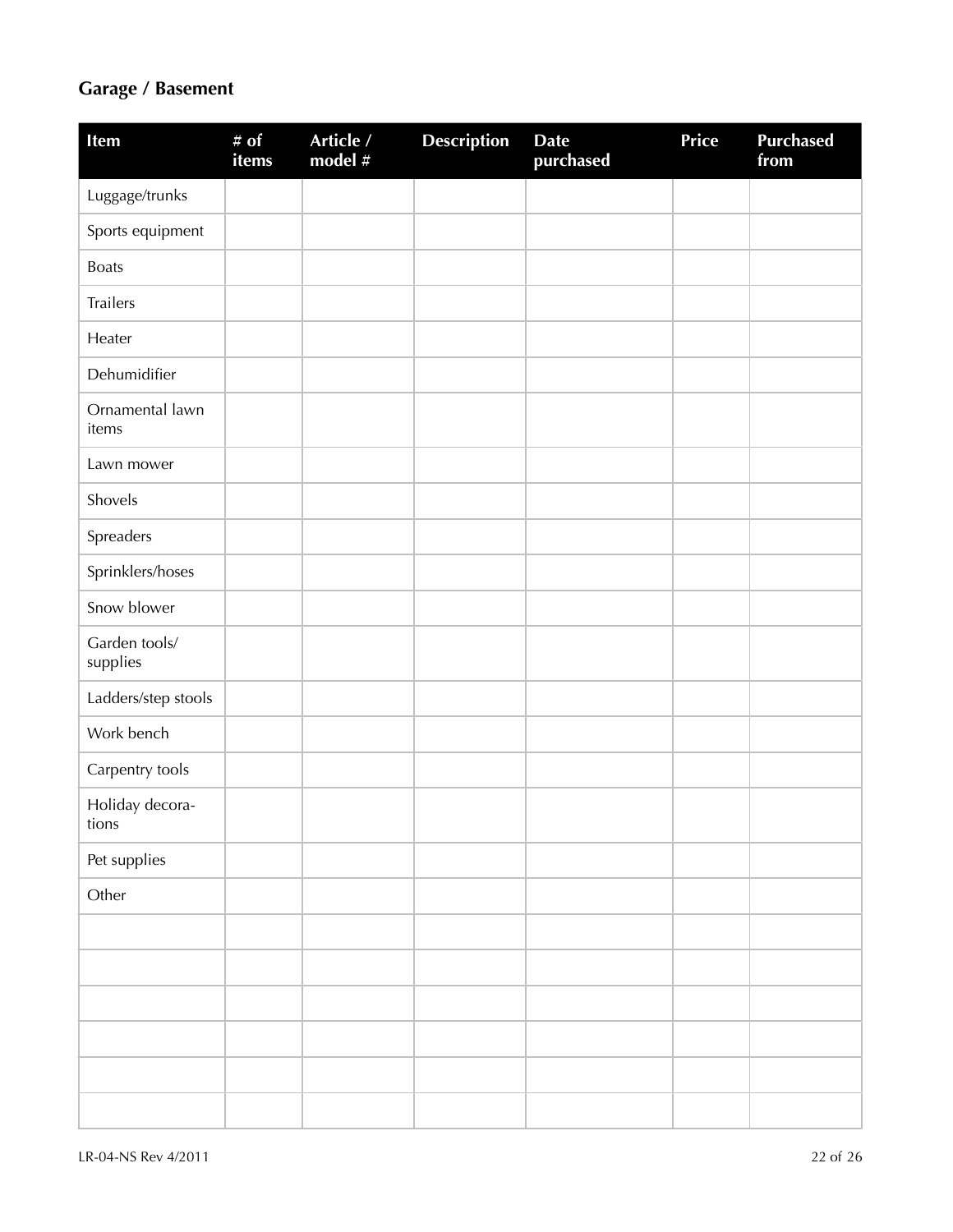## Garage / Basement

| Item | # of items | Article / model # | Description | Date purchased | Price | Purchased from |
|---|---|---|---|---|---|---|
| Luggage/trunks | | | | | | |
| Sports equipment | | | | | | |
| Boats | | | | | | |
| Trailers | | | | | | |
| Heater | | | | | | |
| Dehumidifier | | | | | | |
| Ornamental lawn items | | | | | | |
| Lawn mower | | | | | | |
| Shovels | | | | | | |
| Spreaders | | | | | | |
| Sprinklers/hoses | | | | | | |
| Snow blower | | | | | | |
| Garden tools/ supplies | | | | | | |
| Ladders/step stools | | | | | | |
| Work bench | | | | | | |
| Carpentry tools | | | | | | |
| Holiday decorations | | | | | | |
| Pet supplies | | | | | | |
| Other | | | | | | |
| | | | | | | |
| | | | | | | |
| | | | | | | |
| | | | | | | |
| | | | | | | |
| | | | | | | |

LR-04-NS Rev 4/2011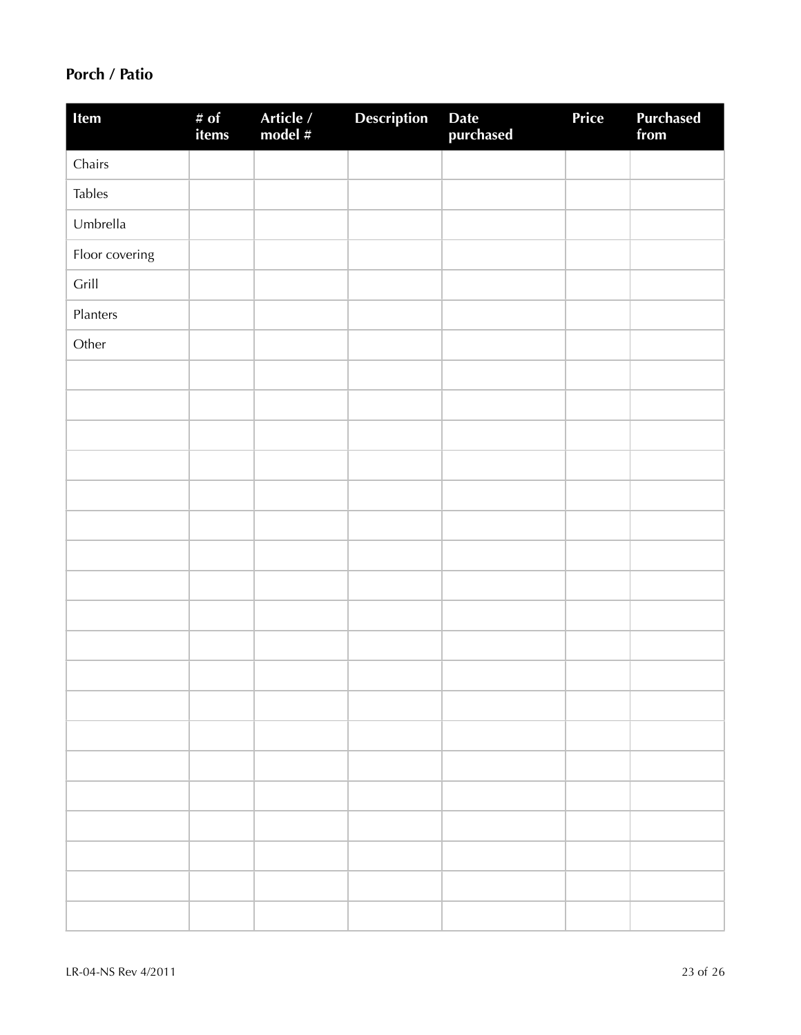## Porch / Patio

| Item | # of items | Article / model # | Description | Date purchased | Price | Purchased from |
|---|---|---|---|---|---|---|
| Chairs | | | | | | |
| Tables | | | | | | |
| Umbrella | | | | | | |
| Floor covering | | | | | | |
| Grill | | | | | | |
| Planters | | | | | | |
| Other | | | | | | |
| | | | | | | |
| | | | | | | |
| | | | | | | |
| | | | | | | |
| | | | | | | |
| | | | | | | |
| | | | | | | |
| | | | | | | |
| | | | | | | |
| | | | | | | |
| | | | | | | |
| | | | | | | |
| | | | | | | |
| | | | | | | |
| | | | | | | |
| | | | | | | |
| | | | | | | |
| | | | | | | |

LR-04-NS Rev 4/2011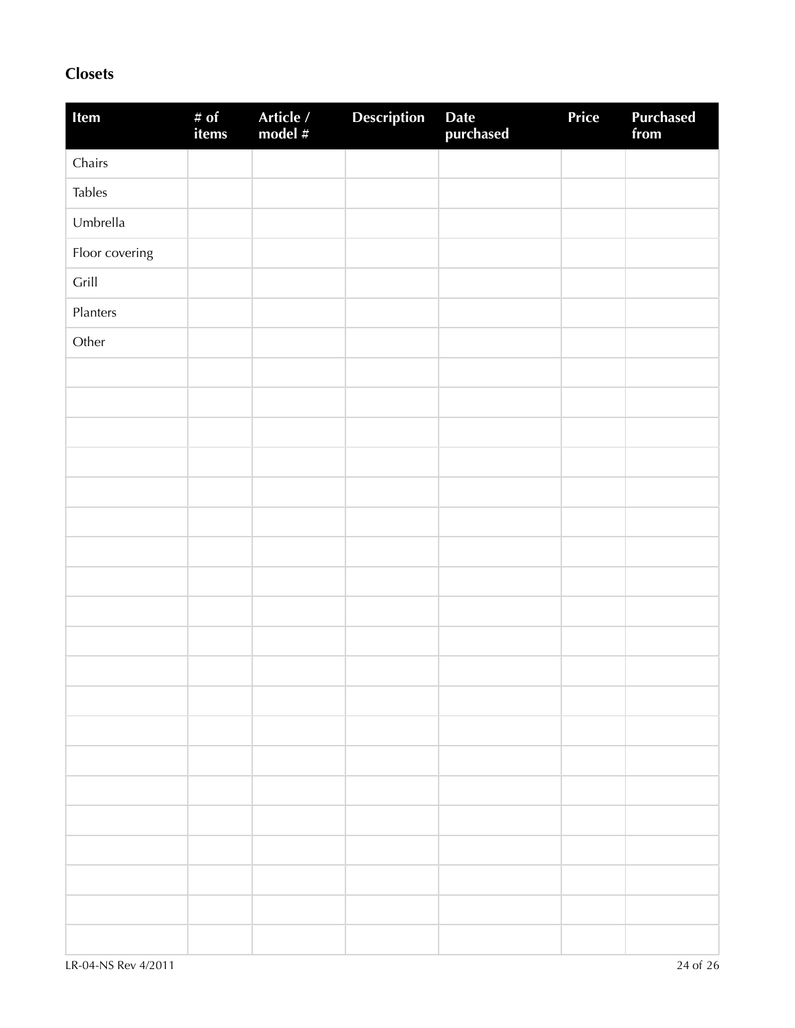## Closets

| Item | # of items | Article / model # | Description | Date purchased | Price | Purchased from |
|---|---|---|---|---|---|---|
| Chairs | | | | | | |
| Tables | | | | | | |
| Umbrella | | | | | | |
| Floor covering | | | | | | |
| Grill | | | | | | |
| Planters | | | | | | |
| Other | | | | | | |
| | | | | | | |
| | | | | | | |
| | | | | | | |
| | | | | | | |
| | | | | | | |
| | | | | | | |
| | | | | | | |
| | | | | | | |
| | | | | | | |
| | | | | | | |
| | | | | | | |
| | | | | | | |
| | | | | | | |
| | | | | | | |
| | | | | | | |
| | | | | | | |
| | | | | | | |
| | | | | | | |
| | | | | | | |

LR-04-NS Rev 4/2011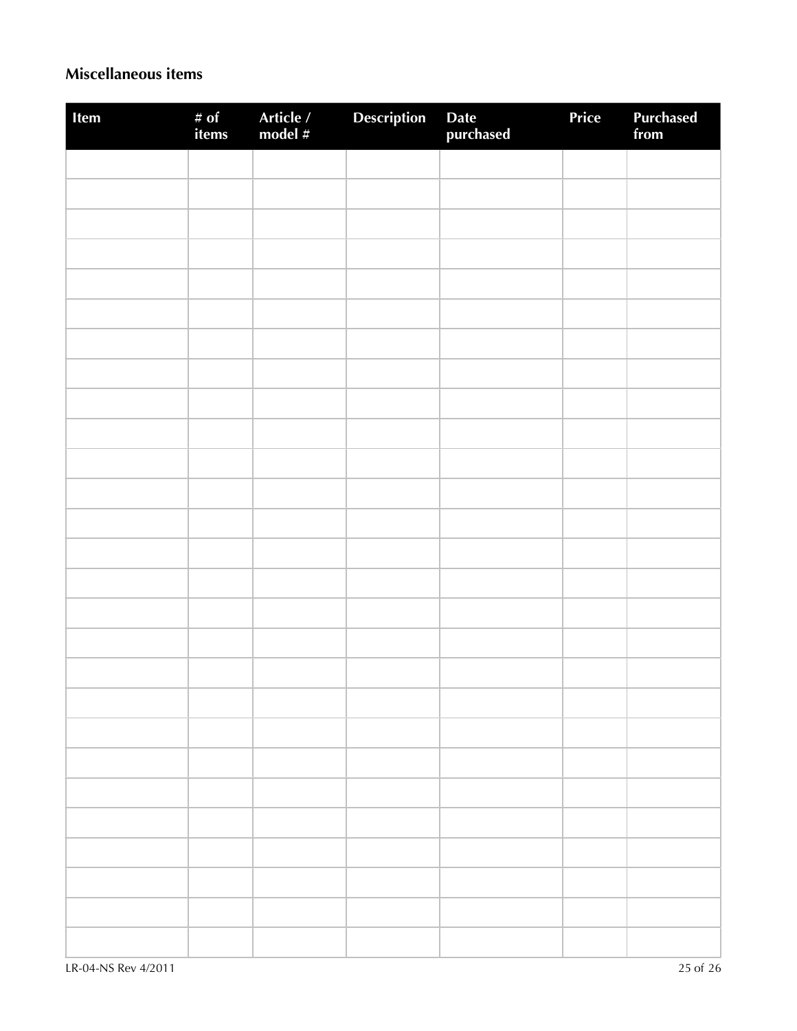## Miscellaneous items

| Item | # of items | Article / model # | Description | Date purchased | Price | Purchased from |
|---|---|---|---|---|---|---|
| | | | | | | |
| | | | | | | |
| | | | | | | |
| | | | | | | |
| | | | | | | |
| | | | | | | |
| | | | | | | |
| | | | | | | |
| | | | | | | |
| | | | | | | |
| | | | | | | |
| | | | | | | |
| | | | | | | |
| | | | | | | |
| | | | | | | |
| | | | | | | |
| | | | | | | |
| | | | | | | |
| | | | | | | |
| | | | | | | |
| | | | | | | |
| | | | | | | |
| | | | | | | |
| | | | | | | |
| | | | | | | |
| | | | | | | |
| | | | | | | |

LR-04-NS Rev 4/2011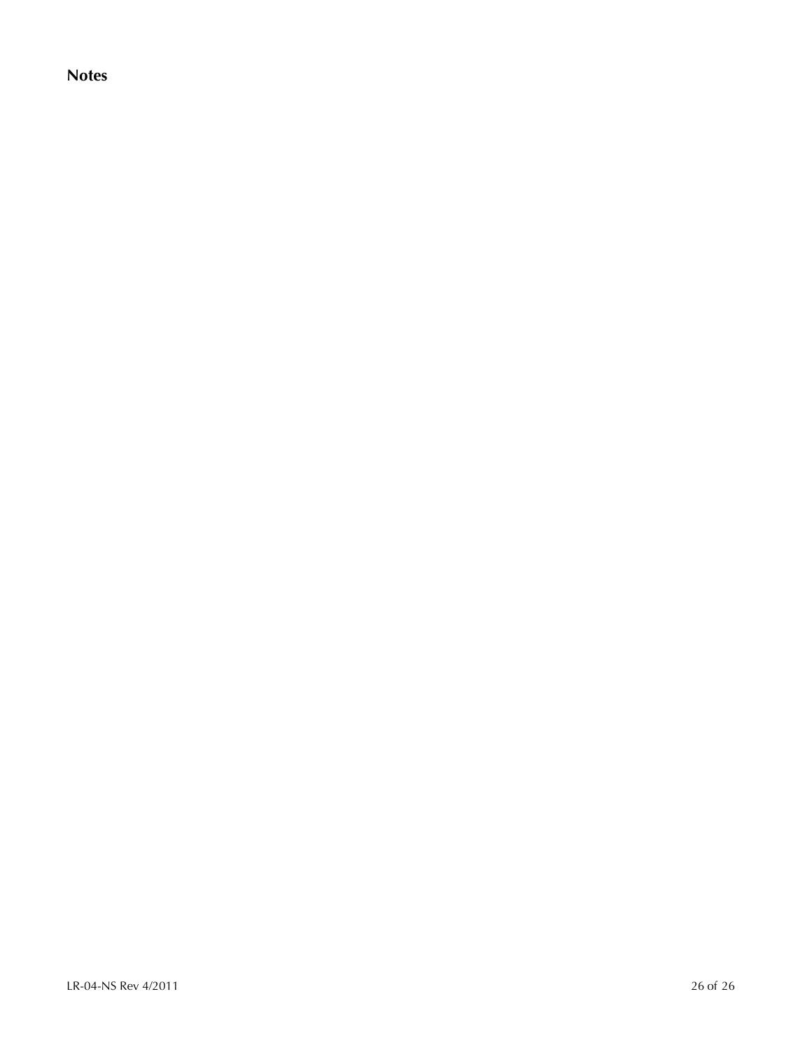**Notes**